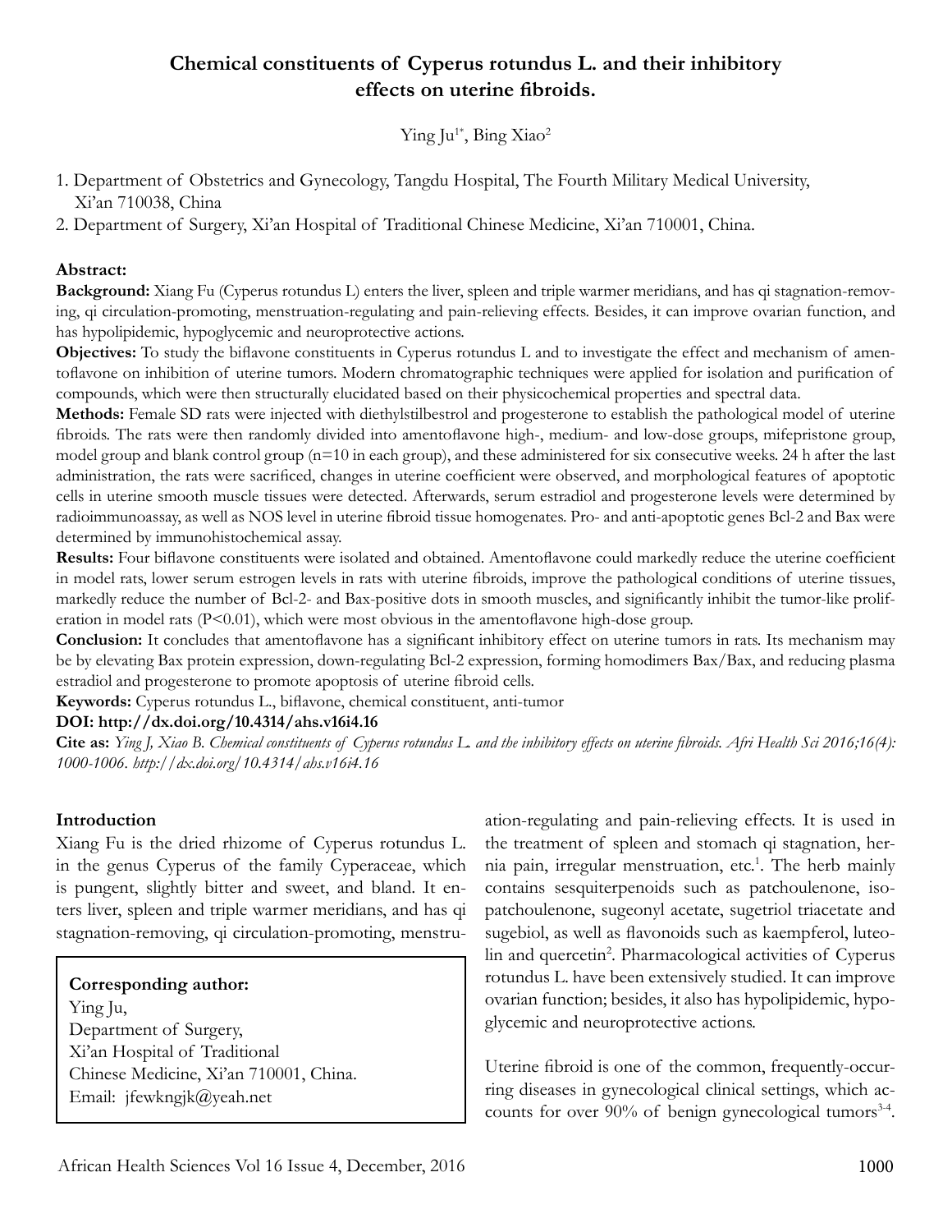# Chemical constituents of Cyperus rotundus L. and their inhibitory effects on uterine fibroids.

Ying Ju[1*], Bing Xiao[2]

1. Department of Obstetrics and Gynecology, Tangdu Hospital, The Fourth Military Medical University, Xi'an 710038, China
2. Department of Surgery, Xi'an Hospital of Traditional Chinese Medicine, Xi'an 710001, China.

## Abstract:

**Background:** Xiang Fu (Cyperus rotundus L) enters the liver, spleen and triple warmer meridians, and has qi stagnation-removing, qi circulation-promoting, menstruation-regulating and pain-relieving effects. Besides, it can improve ovarian function, and has hypolipidemic, hypoglycemic and neuroprotective actions.

**Objectives:** To study the biflavone constituents in Cyperus rotundus L and to investigate the effect and mechanism of amentoflavone on inhibition of uterine tumors. Modern chromatographic techniques were applied for isolation and purification of compounds, which were then structurally elucidated based on their physicochemical properties and spectral data.

**Methods:** Female SD rats were injected with diethylstilbestrol and progesterone to establish the pathological model of uterine fibroids. The rats were then randomly divided into amentoflavone high-, medium- and low-dose groups, mifepristone group, model group and blank control group (n=10 in each group), and these administered for six consecutive weeks. 24 h after the last administration, the rats were sacrificed, changes in uterine coefficient were observed, and morphological features of apoptotic cells in uterine smooth muscle tissues were detected. Afterwards, serum estradiol and progesterone levels were determined by radioimmunoassay, as well as NOS level in uterine fibroid tissue homogenates. Pro- and anti-apoptotic genes Bcl-2 and Bax were determined by immunohistochemical assay.

**Results:** Four biflavone constituents were isolated and obtained. Amentoflavone could markedly reduce the uterine coefficient in model rats, lower serum estrogen levels in rats with uterine fibroids, improve the pathological conditions of uterine tissues, markedly reduce the number of Bcl-2- and Bax-positive dots in smooth muscles, and significantly inhibit the tumor-like proliferation in model rats ($P<0.01$), which were most obvious in the amentoflavone high-dose group.

**Conclusion:** It concludes that amentoflavone has a significant inhibitory effect on uterine tumors in rats. Its mechanism may be by elevating Bax protein expression, down-regulating Bcl-2 expression, forming homodimers Bax/Bax, and reducing plasma estradiol and progesterone to promote apoptosis of uterine fibroid cells.

**Keywords:** Cyperus rotundus L., biflavone, chemical constituent, anti-tumor

**DOI: http://dx.doi.org/10.4314/ahs.v16i4.16**

**Cite as:** *Ying J, Xiao B. Chemical constituents of Cyperus rotundus L. and the inhibitory effects on uterine fibroids. Afri Health Sci 2016;16(4): 1000-1006. http://dx.doi.org/10.4314/ahs.v16i4.16*

## Introduction

Xiang Fu is the dried rhizome of Cyperus rotundus L. in the genus Cyperus of the family Cyperaceae, which is pungent, slightly bitter and sweet, and bland. It enters liver, spleen and triple warmer meridians, and has qi stagnation-removing, qi circulation-promoting, menstruation-regulating and pain-relieving effects. It is used in the treatment of spleen and stomach qi stagnation, hernia pain, irregular menstruation, etc.[1]. The herb mainly contains sesquiterpenoids such as patchoulenone, isopatchoulenone, sugeonyl acetate, sugetriol triacetate and sugebiol, as well as flavonoids such as kaempferol, luteolin and quercetin[2]. Pharmacological activities of Cyperus rotundus L. have been extensively studied. It can improve ovarian function; besides, it also has hypolipidemic, hypoglycemic and neuroprotective actions.

Uterine fibroid is one of the common, frequently-occurring diseases in gynecological clinical settings, which accounts for over 90% of benign gynecological tumors[3-4].

**Corresponding author:**
Ying Ju,
Department of Surgery,
Xi'an Hospital of Traditional
Chinese Medicine, Xi'an 710001, China.
Email: jfewkngjk@yeah.net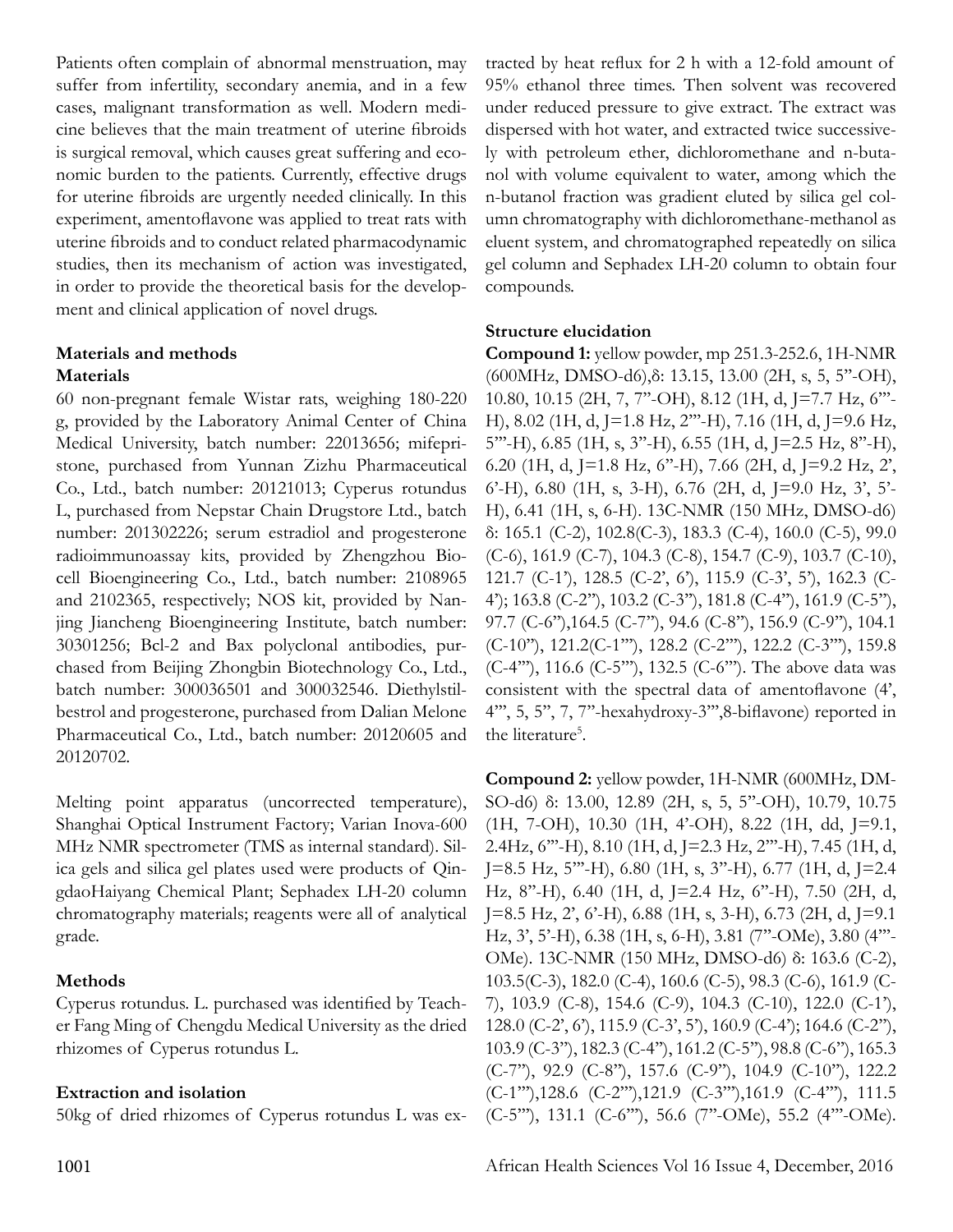Patients often complain of abnormal menstruation, may suffer from infertility, secondary anemia, and in a few cases, malignant transformation as well. Modern medicine believes that the main treatment of uterine fibroids is surgical removal, which causes great suffering and economic burden to the patients. Currently, effective drugs for uterine fibroids are urgently needed clinically. In this experiment, amentoflavone was applied to treat rats with uterine fibroids and to conduct related pharmacodynamic studies, then its mechanism of action was investigated, in order to provide the theoretical basis for the development and clinical application of novel drugs.

## Materials and methods

### Materials

60 non-pregnant female Wistar rats, weighing 180-220 g, provided by the Laboratory Animal Center of China Medical University, batch number: 22013656; mifepristone, purchased from Yunnan Zizhu Pharmaceutical Co., Ltd., batch number: 20121013; Cyperus rotundus L, purchased from Nepstar Chain Drugstore Ltd., batch number: 201302226; serum estradiol and progesterone radioimmunoassay kits, provided by Zhengzhou Biocell Bioengineering Co., Ltd., batch number: 2108965 and 2102365, respectively; NOS kit, provided by Nanjing Jiancheng Bioengineering Institute, batch number: 30301256; Bcl-2 and Bax polyclonal antibodies, purchased from Beijing Zhongbin Biotechnology Co., Ltd., batch number: 300036501 and 300032546. Diethylstilbestrol and progesterone, purchased from Dalian Melone Pharmaceutical Co., Ltd., batch number: 20120605 and 20120702.

Melting point apparatus (uncorrected temperature), Shanghai Optical Instrument Factory; Varian Inova-600 MHz NMR spectrometer (TMS as internal standard). Silica gels and silica gel plates used were products of QingdaoHaiyang Chemical Plant; Sephadex LH-20 column chromatography materials; reagents were all of analytical grade.

### Methods

Cyperus rotundus. L. purchased was identified by Teacher Fang Ming of Chengdu Medical University as the dried rhizomes of Cyperus rotundus L.

### Extraction and isolation

50kg of dried rhizomes of Cyperus rotundus L was extracted by heat reflux for 2 h with a 12-fold amount of 95% ethanol three times. Then solvent was recovered under reduced pressure to give extract. The extract was dispersed with hot water, and extracted twice successively with petroleum ether, dichloromethane and n-butanol with volume equivalent to water, among which the n-butanol fraction was gradient eluted by silica gel column chromatography with dichloromethane-methanol as eluent system, and chromatographed repeatedly on silica gel column and Sephadex LH-20 column to obtain four compounds.

### Structure elucidation

**Compound 1:** yellow powder, mp 251.3-252.6, 1H-NMR (600MHz, DMSO-d6),δ: 13.15, 13.00 (2H, s, 5, 5''-OH), 10.80, 10.15 (2H, 7, 7''-OH), 8.12 (1H, d, J=7.7 Hz, 6'''-H), 8.02 (1H, d, J=1.8 Hz, 2'''-H), 7.16 (1H, d, J=9.6 Hz, 5'''-H), 6.85 (1H, s, 3''-H), 6.55 (1H, d, J=2.5 Hz, 8''-H), 6.20 (1H, d, J=1.8 Hz, 6''-H), 7.66 (2H, d, J=9.2 Hz, 2', 6'-H), 6.80 (1H, s, 3-H), 6.76 (2H, d, J=9.0 Hz, 3', 5'-H), 6.41 (1H, s, 6-H). 13C-NMR (150 MHz, DMSO-d6) δ: 165.1 (C-2), 102.8(C-3), 183.3 (C-4), 160.0 (C-5), 99.0 (C-6), 161.9 (C-7), 104.3 (C-8), 154.7 (C-9), 103.7 (C-10), 121.7 (C-1'), 128.5 (C-2', 6'), 115.9 (C-3', 5'), 162.3 (C-4'); 163.8 (C-2''), 103.2 (C-3''), 181.8 (C-4''), 161.9 (C-5''), 97.7 (C-6''),164.5 (C-7''), 94.6 (C-8''), 156.9 (C-9''), 104.1 (C-10''), 121.2(C-1'''), 128.2 (C-2'''), 122.2 (C-3'''), 159.8 (C-4'''), 116.6 (C-5'''), 132.5 (C-6'''). The above data was consistent with the spectral data of amentoflavone (4', 4''', 5, 5'', 7, 7''-hexahydroxy-3''',8-biflavone) reported in the literature[5].

**Compound 2:** yellow powder, 1H-NMR (600MHz, DMSO-d6) δ: 13.00, 12.89 (2H, s, 5, 5''-OH), 10.79, 10.75 (1H, 7-OH), 10.30 (1H, 4'-OH), 8.22 (1H, dd, J=9.1, 2.4Hz, 6'''-H), 8.10 (1H, d, J=2.3 Hz, 2'''-H), 7.45 (1H, d, J=8.5 Hz, 5'''-H), 6.80 (1H, s, 3''-H), 6.77 (1H, d, J=2.4 Hz, 8''-H), 6.40 (1H, d, J=2.4 Hz, 6''-H), 7.50 (2H, d, J=8.5 Hz, 2', 6'-H), 6.88 (1H, s, 3-H), 6.73 (2H, d, J=9.1 Hz, 3', 5'-H), 6.38 (1H, s, 6-H), 3.81 (7''-OMe), 3.80 (4'''-OMe). 13C-NMR (150 MHz, DMSO-d6) δ: 163.6 (C-2), 103.5(C-3), 182.0 (C-4), 160.6 (C-5), 98.3 (C-6), 161.9 (C-7), 103.9 (C-8), 154.6 (C-9), 104.3 (C-10), 122.0 (C-1'), 128.0 (C-2', 6'), 115.9 (C-3', 5'), 160.9 (C-4'); 164.6 (C-2''), 103.9 (C-3''), 182.3 (C-4''), 161.2 (C-5''), 98.8 (C-6''), 165.3 (C-7''), 92.9 (C-8''), 157.6 (C-9''), 104.9 (C-10''), 122.2 (C-1'''),128.6 (C-2'''),121.9 (C-3'''),161.9 (C-4'''), 111.5 (C-5'''), 131.1 (C-6'''), 56.6 (7''-OMe), 55.2 (4'''-OMe).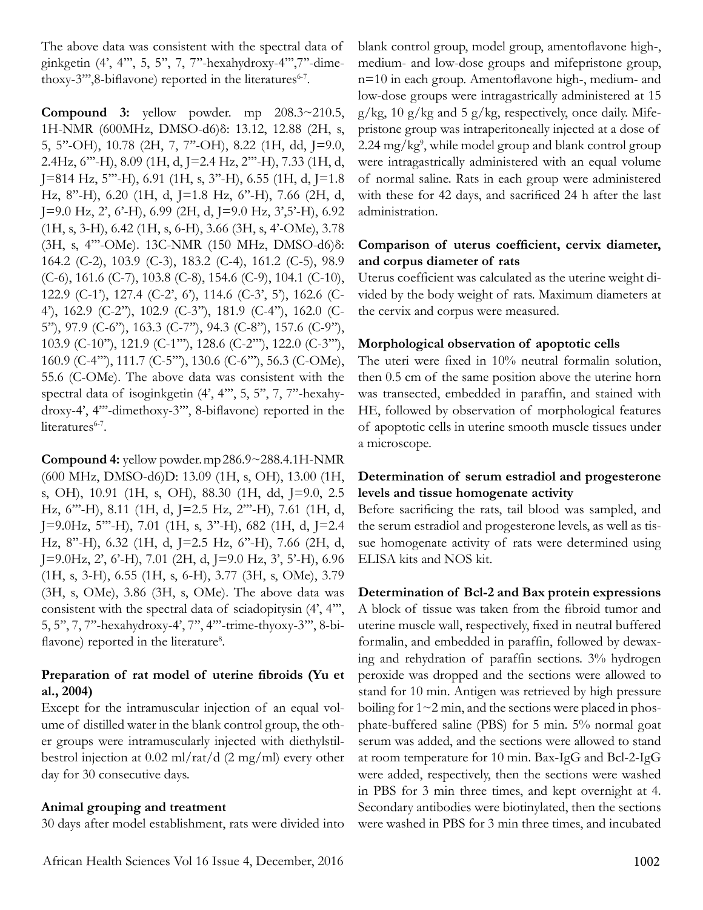The above data was consistent with the spectral data of ginkgetin (4', 4''', 5, 5'', 7, 7''-hexahydroxy-4''',7''-dimethoxy-3''',8-biflavone) reported in the literatures[6-7].

**Compound 3:** yellow powder. mp 208.3~210.5, 1H-NMR (600MHz, DMSO-d6)δ: 13.12, 12.88 (2H, s, 5, 5''-OH), 10.78 (2H, 7, 7''-OH), 8.22 (1H, dd, J=9.0, 2.4Hz, 6'''-H), 8.09 (1H, d, J=2.4 Hz, 2'''-H), 7.33 (1H, d, J=814 Hz, 5'''-H), 6.91 (1H, s, 3''-H), 6.55 (1H, d, J=1.8 Hz, 8''-H), 6.20 (1H, d, J=1.8 Hz, 6''-H), 7.66 (2H, d, J=9.0 Hz, 2', 6'-H), 6.99 (2H, d, J=9.0 Hz, 3',5'-H), 6.92 (1H, s, 3-H), 6.42 (1H, s, 6-H), 3.66 (3H, s, 4'-OMe), 3.78 (3H, s, 4'''-OMe). 13C-NMR (150 MHz, DMSO-d6)δ: 164.2 (C-2), 103.9 (C-3), 183.2 (C-4), 161.2 (C-5), 98.9 (C-6), 161.6 (C-7), 103.8 (C-8), 154.6 (C-9), 104.1 (C-10), 122.9 (C-1'), 127.4 (C-2', 6'), 114.6 (C-3', 5'), 162.6 (C-4'), 162.9 (C-2''), 102.9 (C-3''), 181.9 (C-4''), 162.0 (C-5''), 97.9 (C-6''), 163.3 (C-7''), 94.3 (C-8''), 157.6 (C-9''), 103.9 (C-10''), 121.9 (C-1'''), 128.6 (C-2'''), 122.0 (C-3'''), 160.9 (C-4'''), 111.7 (C-5'''), 130.6 (C-6'''), 56.3 (C-OMe), 55.6 (C-OMe). The above data was consistent with the spectral data of isoginkgetin (4', 4''', 5, 5'', 7, 7''-hexahydroxy-4', 4'''-dimethoxy-3''', 8-biflavone) reported in the literatures[6-7].

**Compound 4:** yellow powder. mp 286.9~288.4. 1H-NMR (600 MHz, DMSO-d6)D: 13.09 (1H, s, OH), 13.00 (1H, s, OH), 10.91 (1H, s, OH), 88.30 (1H, dd, J=9.0, 2.5 Hz, 6'''-H), 8.11 (1H, d, J=2.5 Hz, 2'''-H), 7.61 (1H, d, J=9.0Hz, 5'''-H), 7.01 (1H, s, 3''-H), 682 (1H, d, J=2.4 Hz, 8''-H), 6.32 (1H, d, J=2.5 Hz, 6''-H), 7.66 (2H, d, J=9.0Hz, 2', 6'-H), 7.01 (2H, d, J=9.0 Hz, 3', 5'-H), 6.96 (1H, s, 3-H), 6.55 (1H, s, 6-H), 3.77 (3H, s, OMe), 3.79 (3H, s, OMe), 3.86 (3H, s, OMe). The above data was consistent with the spectral data of sciadopitysin (4', 4''', 5, 5'', 7, 7''-hexahydroxy-4', 7'', 4'''-trime-thyoxy-3''', 8-biflavone) reported in the literature[8].

### Preparation of rat model of uterine fibroids (Yu et al., 2004)

Except for the intramuscular injection of an equal volume of distilled water in the blank control group, the other groups were intramuscularly injected with diethylstilbestrol injection at 0.02 ml/rat/d (2 mg/ml) every other day for 30 consecutive days.

### Animal grouping and treatment

30 days after model establishment, rats were divided into blank control group, model group, amentoflavone high-, medium- and low-dose groups and mifepristone group, n=10 in each group. Amentoflavone high-, medium- and low-dose groups were intragastrically administered at 15 g/kg, 10 g/kg and 5 g/kg, respectively, once daily. Mifepristone group was intraperitoneally injected at a dose of 2.24 mg/kg[9], while model group and blank control group were intragastrically administered with an equal volume of normal saline. Rats in each group were administered with these for 42 days, and sacrificed 24 h after the last administration.

### Comparison of uterus coefficient, cervix diameter, and corpus diameter of rats

Uterus coefficient was calculated as the uterine weight divided by the body weight of rats. Maximum diameters at the cervix and corpus were measured.

### Morphological observation of apoptotic cells

The uteri were fixed in 10% neutral formalin solution, then 0.5 cm of the same position above the uterine horn was transected, embedded in paraffin, and stained with HE, followed by observation of morphological features of apoptotic cells in uterine smooth muscle tissues under a microscope.

### Determination of serum estradiol and progesterone levels and tissue homogenate activity

Before sacrificing the rats, tail blood was sampled, and the serum estradiol and progesterone levels, as well as tissue homogenate activity of rats were determined using ELISA kits and NOS kit.

### Determination of Bcl-2 and Bax protein expressions

A block of tissue was taken from the fibroid tumor and uterine muscle wall, respectively, fixed in neutral buffered formalin, and embedded in paraffin, followed by dewaxing and rehydration of paraffin sections. 3% hydrogen peroxide was dropped and the sections were allowed to stand for 10 min. Antigen was retrieved by high pressure boiling for 1~2 min, and the sections were placed in phosphate-buffered saline (PBS) for 5 min. 5% normal goat serum was added, and the sections were allowed to stand at room temperature for 10 min. Bax-IgG and Bcl-2-IgG were added, respectively, then the sections were washed in PBS for 3 min three times, and kept overnight at 4. Secondary antibodies were biotinylated, then the sections were washed in PBS for 3 min three times, and incubated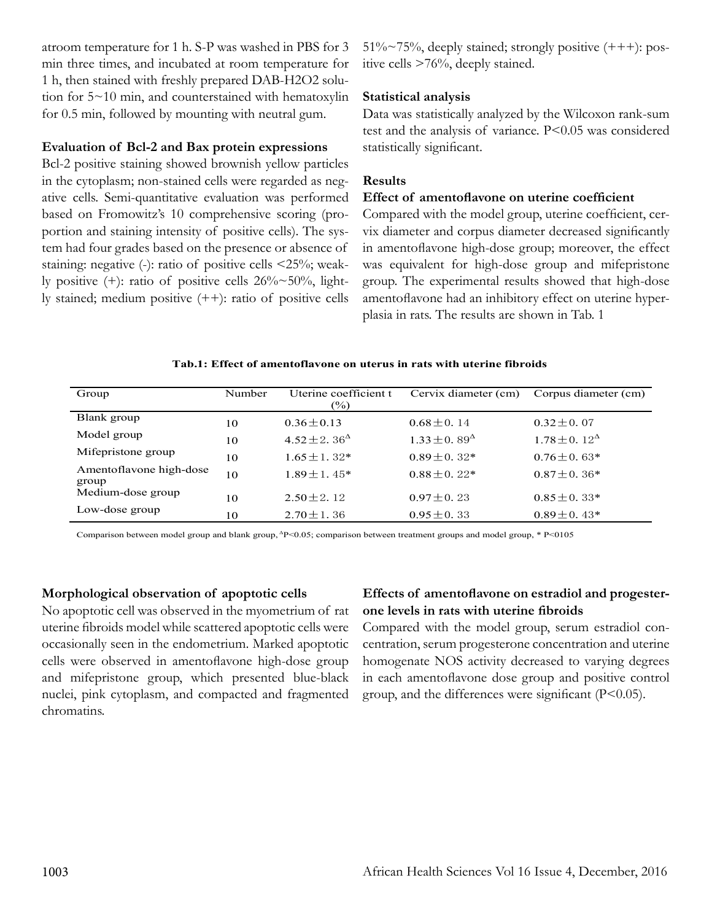atroom temperature for 1 h. S-P was washed in PBS for 3 min three times, and incubated at room temperature for 1 h, then stained with freshly prepared DAB-H2O2 solution for 5~10 min, and counterstained with hematoxylin for 0.5 min, followed by mounting with neutral gum.

**Evaluation of Bcl-2 and Bax protein expressions**

Bcl-2 positive staining showed brownish yellow particles in the cytoplasm; non-stained cells were regarded as negative cells. Semi-quantitative evaluation was performed based on Fromowitz's 10 comprehensive scoring (proportion and staining intensity of positive cells). The system had four grades based on the presence or absence of staining: negative (-): ratio of positive cells <25%; weakly positive (+): ratio of positive cells 26%~50%, lightly stained; medium positive (++): ratio of positive cells 51%~75%, deeply stained; strongly positive (+++): positive cells >76%, deeply stained.

**Statistical analysis**

Data was statistically analyzed by the Wilcoxon rank-sum test and the analysis of variance. P<0.05 was considered statistically significant.

**Results**

**Effect of amentoflavone on uterine coefficient**

Compared with the model group, uterine coefficient, cervix diameter and corpus diameter decreased significantly in amentoflavone high-dose group; moreover, the effect was equivalent for high-dose group and mifepristone group. The experimental results showed that high-dose amentoflavone had an inhibitory effect on uterine hyperplasia in rats. The results are shown in Tab. 1

**Tab.1: Effect of amentoflavone on uterus in rats with uterine fibroids**

| Group | Number | Uterine coefficient t (%) | Cervix diameter (cm) | Corpus diameter (cm) |
|---|---|---|---|---|
| Blank group | 10 | 0.36±0.13 | 0.68±0. 14 | 0.32±0. 07 |
| Model group | 10 | 4.52±2. 36$^{\Delta}$ | 1.33±0. 89$^{\Delta}$ | 1.78±0. 12$^{\Delta}$ |
| Mifepristone group | 10 | 1.65±1. 32* | 0.89±0. 32* | 0.76±0. 63* |
| Amentoflavone high-dose group | 10 | 1.89±1. 45* | 0.88±0. 22* | 0.87±0. 36* |
| Medium-dose group | 10 | 2.50±2. 12 | 0.97±0. 23 | 0.85±0. 33* |
| Low-dose group | 10 | 2.70±1. 36 | 0.95±0. 33 | 0.89±0. 43* |

Comparison between model group and blank group, $^{\Delta}$P<0.05; comparison between treatment groups and model group, * P<0105

**Morphological observation of apoptotic cells**

No apoptotic cell was observed in the myometrium of rat uterine fibroids model while scattered apoptotic cells were occasionally seen in the endometrium. Marked apoptotic cells were observed in amentoflavone high-dose group and mifepristone group, which presented blue-black nuclei, pink cytoplasm, and compacted and fragmented chromatins.

**Effects of amentoflavone on estradiol and progesterone levels in rats with uterine fibroids**

Compared with the model group, serum estradiol concentration, serum progesterone concentration and uterine homogenate NOS activity decreased to varying degrees in each amentoflavone dose group and positive control group, and the differences were significant (P<0.05).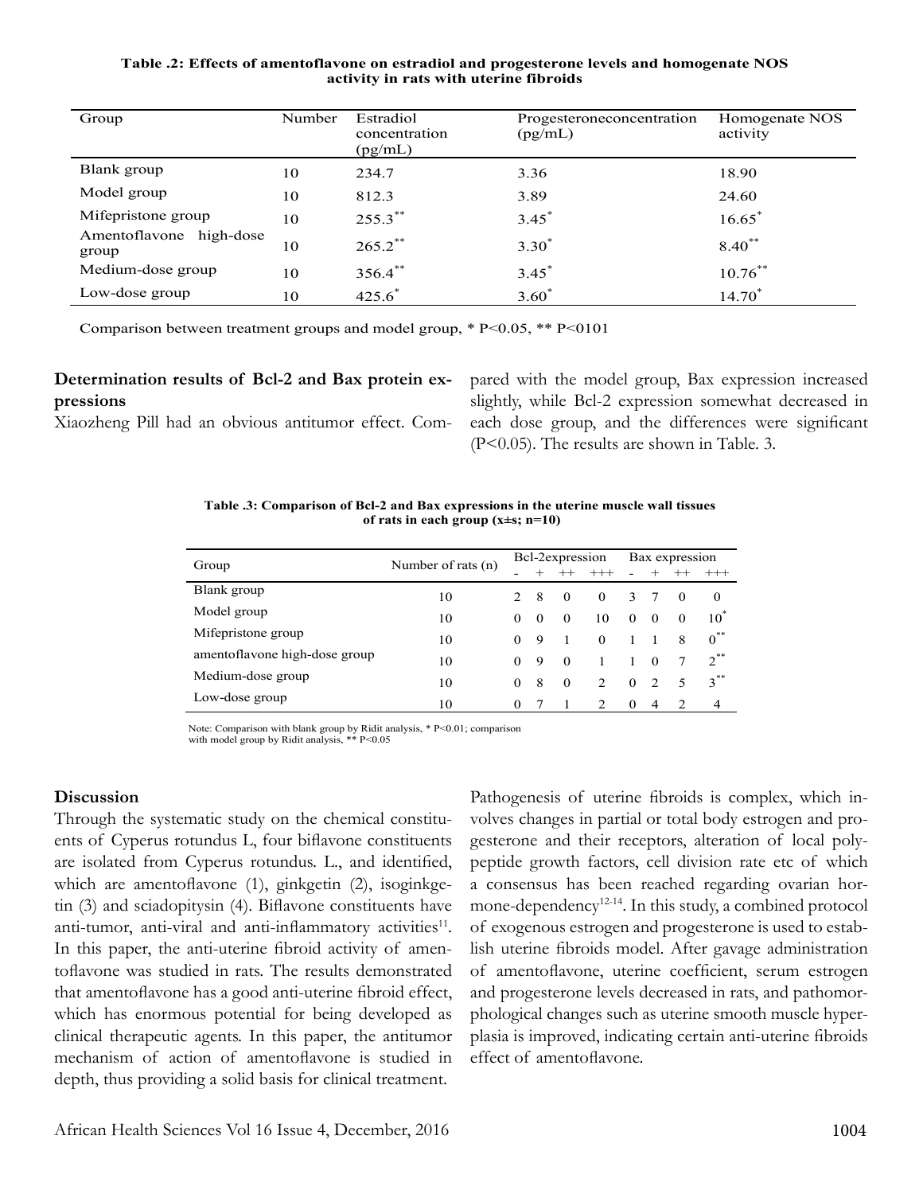**Table .2: Effects of amentoflavone on estradiol and progesterone levels and homogenate NOS activity in rats with uterine fibroids**

| Group | Number | Estradiol concentration (pg/mL) | Progesteroneconcentration (pg/mL) | Homogenate NOS activity |
|---|---|---|---|---|
| Blank group | 10 | 234.7 | 3.36 | 18.90 |
| Model group | 10 | 812.3 | 3.89 | 24.60 |
| Mifepristone group | 10 | 255.3** | 3.45* | 16.65* |
| Amentoflavone high-dose group | 10 | 265.2** | 3.30* | 8.40** |
| Medium-dose group | 10 | 356.4** | 3.45* | 10.76** |
| Low-dose group | 10 | 425.6* | 3.60* | 14.70* |

Comparison between treatment groups and model group, * P<0.05, ** P<0101

**Determination results of Bcl-2 and Bax protein expressions**

Xiaozheng Pill had an obvious antitumor effect. Compared with the model group, Bax expression increased slightly, while Bcl-2 expression somewhat decreased in each dose group, and the differences were significant (P<0.05). The results are shown in Table. 3.

**Table .3: Comparison of Bcl-2 and Bax expressions in the uterine muscle wall tissues of rats in each group (x±s; n=10)**

| Group | Number of rats (n) | Bcl-2expression | | | | Bax expression | | | |
|---|---|---|---|---|---|---|---|---|---|
| | | - | + | ++ | +++ | - | + | ++ | +++ |
| Blank group | 10 | 2 | 8 | 0 | 0 | 3 | 7 | 0 | 0 |
| Model group | 10 | 0 | 0 | 0 | 10 | 0 | 0 | 0 | 10* |
| Mifepristone group | 10 | 0 | 9 | 1 | 0 | 1 | 1 | 8 | 0** |
| amentoflavone high-dose group | 10 | 0 | 9 | 0 | 1 | 1 | 0 | 7 | 2** |
| Medium-dose group | 10 | 0 | 8 | 0 | 2 | 0 | 2 | 5 | 3** |
| Low-dose group | 10 | 0 | 7 | 1 | 2 | 0 | 4 | 2 | 4 |

Note: Comparison with blank group by Ridit analysis, * P<0.01; comparison with model group by Ridit analysis, ** P<0.05

**Discussion**

Through the systematic study on the chemical constituents of Cyperus rotundus L, four biflavone constituents are isolated from Cyperus rotundus. L., and identified, which are amentoflavone (1), ginkgetin (2), isoginkgetin (3) and sciadopitysin (4). Biflavone constituents have anti-tumor, anti-viral and anti-inflammatory activities[11]. In this paper, the anti-uterine fibroid activity of amentoflavone was studied in rats. The results demonstrated that amentoflavone has a good anti-uterine fibroid effect, which has enormous potential for being developed as clinical therapeutic agents. In this paper, the antitumor mechanism of action of amentoflavone is studied in depth, thus providing a solid basis for clinical treatment.

Pathogenesis of uterine fibroids is complex, which involves changes in partial or total body estrogen and progesterone and their receptors, alteration of local polypeptide growth factors, cell division rate etc of which a consensus has been reached regarding ovarian hormone-dependency[12-14]. In this study, a combined protocol of exogenous estrogen and progesterone is used to establish uterine fibroids model. After gavage administration of amentoflavone, uterine coefficient, serum estrogen and progesterone levels decreased in rats, and pathomorphological changes such as uterine smooth muscle hyperplasia is improved, indicating certain anti-uterine fibroids effect of amentoflavone.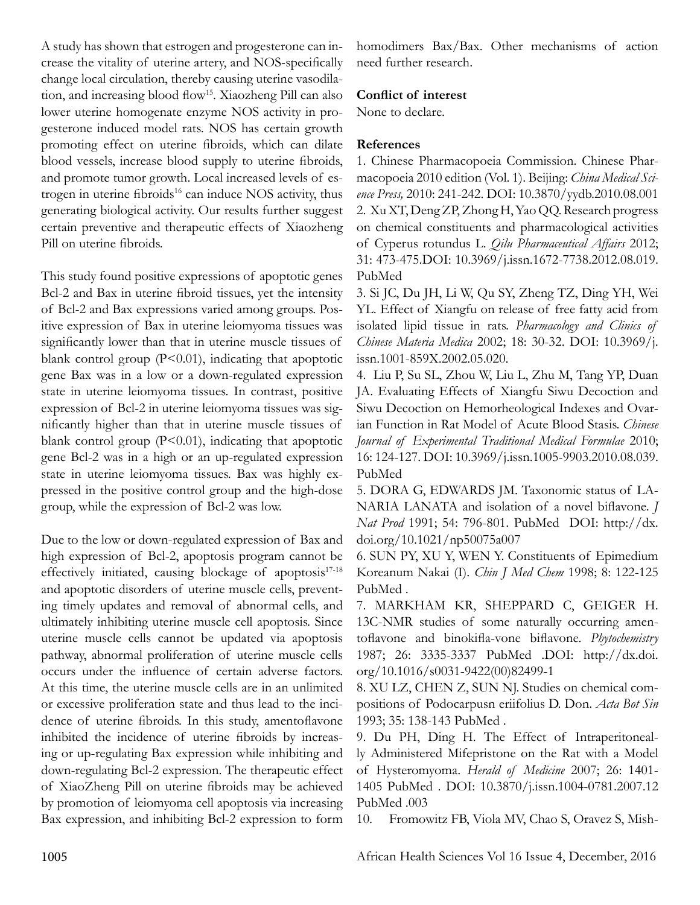A study has shown that estrogen and progesterone can increase the vitality of uterine artery, and NOS-specifically change local circulation, thereby causing uterine vasodilation, and increasing blood flow[15]. Xiaozheng Pill can also lower uterine homogenate enzyme NOS activity in progesterone induced model rats. NOS has certain growth promoting effect on uterine fibroids, which can dilate blood vessels, increase blood supply to uterine fibroids, and promote tumor growth. Local increased levels of estrogen in uterine fibroids[16] can induce NOS activity, thus generating biological activity. Our results further suggest certain preventive and therapeutic effects of Xiaozheng Pill on uterine fibroids.

This study found positive expressions of apoptotic genes Bcl-2 and Bax in uterine fibroid tissues, yet the intensity of Bcl-2 and Bax expressions varied among groups. Positive expression of Bax in uterine leiomyoma tissues was significantly lower than that in uterine muscle tissues of blank control group ($P<0.01$), indicating that apoptotic gene Bax was in a low or a down-regulated expression state in uterine leiomyoma tissues. In contrast, positive expression of Bcl-2 in uterine leiomyoma tissues was significantly higher than that in uterine muscle tissues of blank control group ($P<0.01$), indicating that apoptotic gene Bcl-2 was in a high or an up-regulated expression state in uterine leiomyoma tissues. Bax was highly expressed in the positive control group and the high-dose group, while the expression of Bcl-2 was low.

Due to the low or down-regulated expression of Bax and high expression of Bcl-2, apoptosis program cannot be effectively initiated, causing blockage of apoptosis[17-18] and apoptotic disorders of uterine muscle cells, preventing timely updates and removal of abnormal cells, and ultimately inhibiting uterine muscle cell apoptosis. Since uterine muscle cells cannot be updated via apoptosis pathway, abnormal proliferation of uterine muscle cells occurs under the influence of certain adverse factors. At this time, the uterine muscle cells are in an unlimited or excessive proliferation state and thus lead to the incidence of uterine fibroids. In this study, amentoflavone inhibited the incidence of uterine fibroids by increasing or up-regulating Bax expression while inhibiting and down-regulating Bcl-2 expression. The therapeutic effect of XiaoZheng Pill on uterine fibroids may be achieved by promotion of leiomyoma cell apoptosis via increasing Bax expression, and inhibiting Bcl-2 expression to form homodimers Bax/Bax. Other mechanisms of action need further research.

**Conflict of interest**

None to declare.

**References**

1. Chinese Pharmacopoeia Commission. Chinese Pharmacopoeia 2010 edition (Vol. 1). Beijing: *China Medical Science Press,* 2010: 241-242. DOI: 10.3870/yydb.2010.08.001
2. Xu XT, Deng ZP, Zhong H, Yao QQ. Research progress on chemical constituents and pharmacological activities of Cyperus rotundus L. *Qilu Pharmaceutical Affairs* 2012; 31: 473-475.DOI: 10.3969/j.issn.1672-7738.2012.08.019. PubMed
3. Si JC, Du JH, Li W, Qu SY, Zheng TZ, Ding YH, Wei YL. Effect of Xiangfu on release of free fatty acid from isolated lipid tissue in rats. *Pharmacology and Clinics of Chinese Materia Medica* 2002; 18: 30-32. DOI: 10.3969/j.issn.1001-859X.2002.05.020.
4. Liu P, Su SL, Zhou W, Liu L, Zhu M, Tang YP, Duan JA. Evaluating Effects of Xiangfu Siwu Decoction and Siwu Decoction on Hemorheological Indexes and Ovarian Function in Rat Model of Acute Blood Stasis. *Chinese Journal of Experimental Traditional Medical Formulae* 2010; 16: 124-127. DOI: 10.3969/j.issn.1005-9903.2010.08.039. PubMed
5. DORA G, EDWARDS JM. Taxonomic status of LANARIA LANATA and isolation of a novel biflavone. *J Nat Prod* 1991; 54: 796-801. PubMed DOI: http://dx.doi.org/10.1021/np50075a007
6. SUN PY, XU Y, WEN Y. Constituents of Epimedium Koreanum Nakai (I). *Chin J Med Chem* 1998; 8: 122-125 PubMed .
7. MARKHAM KR, SHEPPARD C, GEIGER H. 13C-NMR studies of some naturally occurring amentoflavone and binokifla-vone biflavone. *Phytochemistry* 1987; 26: 3335-3337 PubMed .DOI: http://dx.doi.org/10.1016/s0031-9422(00)82499-1
8. XU LZ, CHEN Z, SUN NJ. Studies on chemical compositions of Podocarpusn eriifolius D. Don. *Acta Bot Sin* 1993; 35: 138-143 PubMed .
9. Du PH, Ding H. The Effect of Intraperitoneally Administered Mifepristone on the Rat with a Model of Hysteromyoma. *Herald of Medicine* 2007; 26: 1401-1405 PubMed . DOI: 10.3870/j.issn.1004-0781.2007.12 PubMed .003
10. Fromowitz FB, Viola MV, Chao S, Oravez S, Mish-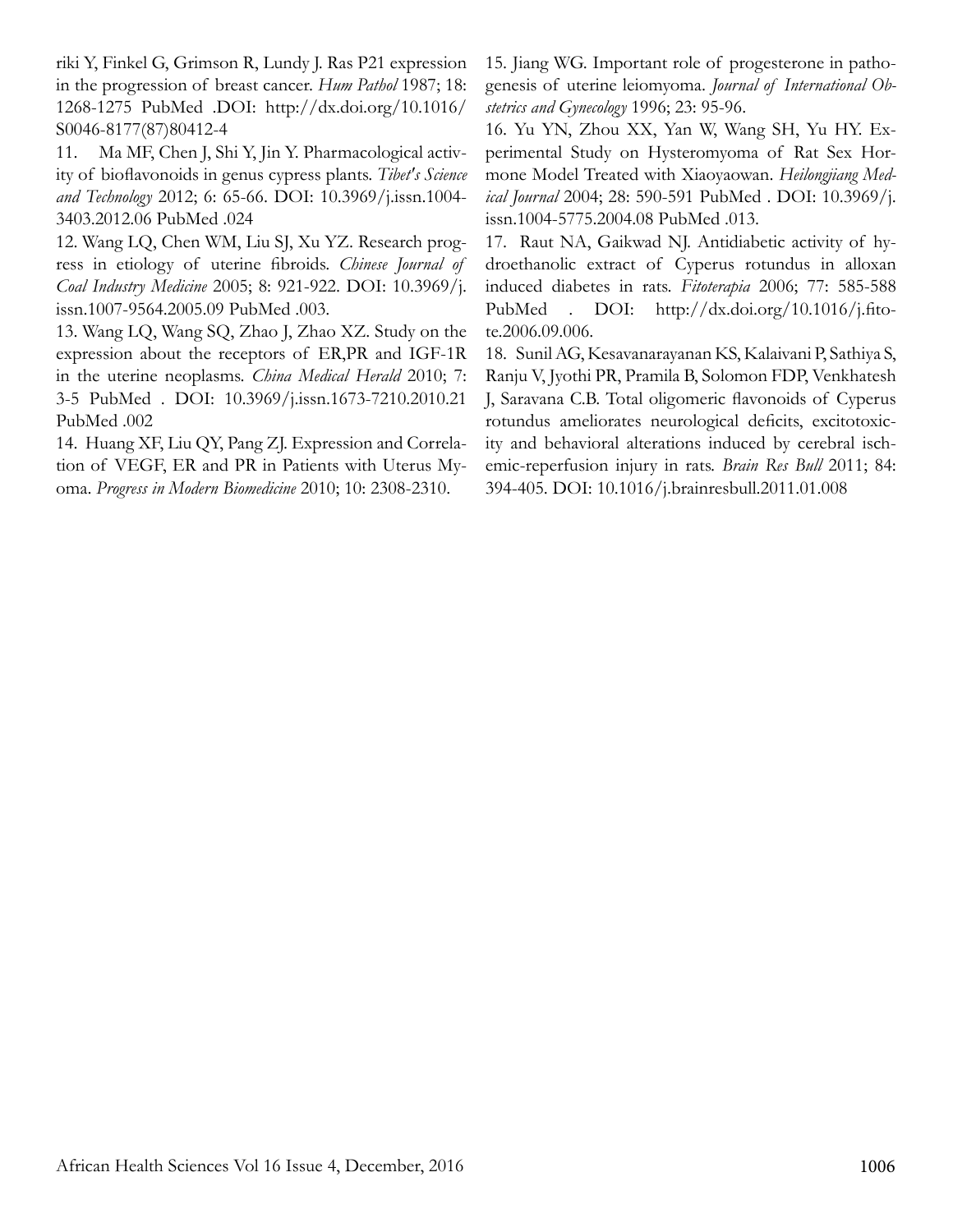riki Y, Finkel G, Grimson R, Lundy J. Ras P21 expression in the progression of breast cancer. *Hum Pathol* 1987; 18: 1268-1275 PubMed .DOI: http://dx.doi.org/10.1016/S0046-8177(87)80412-4

11. Ma MF, Chen J, Shi Y, Jin Y. Pharmacological activity of bioflavonoids in genus cypress plants. *Tibet's Science and Technology* 2012; 6: 65-66. DOI: 10.3969/j.issn.1004-3403.2012.06 PubMed .024

12. Wang LQ, Chen WM, Liu SJ, Xu YZ. Research progress in etiology of uterine fibroids. *Chinese Journal of Coal Industry Medicine* 2005; 8: 921-922. DOI: 10.3969/j.issn.1007-9564.2005.09 PubMed .003.

13. Wang LQ, Wang SQ, Zhao J, Zhao XZ. Study on the expression about the receptors of ER,PR and IGF-1R in the uterine neoplasms. *China Medical Herald* 2010; 7: 3-5 PubMed . DOI: 10.3969/j.issn.1673-7210.2010.21 PubMed .002

14. Huang XF, Liu QY, Pang ZJ. Expression and Correlation of VEGF, ER and PR in Patients with Uterus Myoma. *Progress in Modern Biomedicine* 2010; 10: 2308-2310.

15. Jiang WG. Important role of progesterone in pathogenesis of uterine leiomyoma. *Journal of International Obstetrics and Gynecology* 1996; 23: 95-96.

16. Yu YN, Zhou XX, Yan W, Wang SH, Yu HY. Experimental Study on Hysteromyoma of Rat Sex Hormone Model Treated with Xiaoyaowan. *Heilongjiang Medical Journal* 2004; 28: 590-591 PubMed . DOI: 10.3969/j.issn.1004-5775.2004.08 PubMed .013.

17. Raut NA, Gaikwad NJ. Antidiabetic activity of hydroethanolic extract of Cyperus rotundus in alloxan induced diabetes in rats. *Fitoterapia* 2006; 77: 585-588 PubMed . DOI: http://dx.doi.org/10.1016/j.fitote.2006.09.006.

18. Sunil AG, Kesavanarayanan KS, Kalaivani P, Sathiya S, Ranju V, Jyothi PR, Pramila B, Solomon FDP, Venkhatesh J, Saravana C.B. Total oligomeric flavonoids of Cyperus rotundus ameliorates neurological deficits, excitotoxicity and behavioral alterations induced by cerebral ischemic-reperfusion injury in rats. *Brain Res Bull* 2011; 84: 394-405. DOI: 10.1016/j.brainresbull.2011.01.008